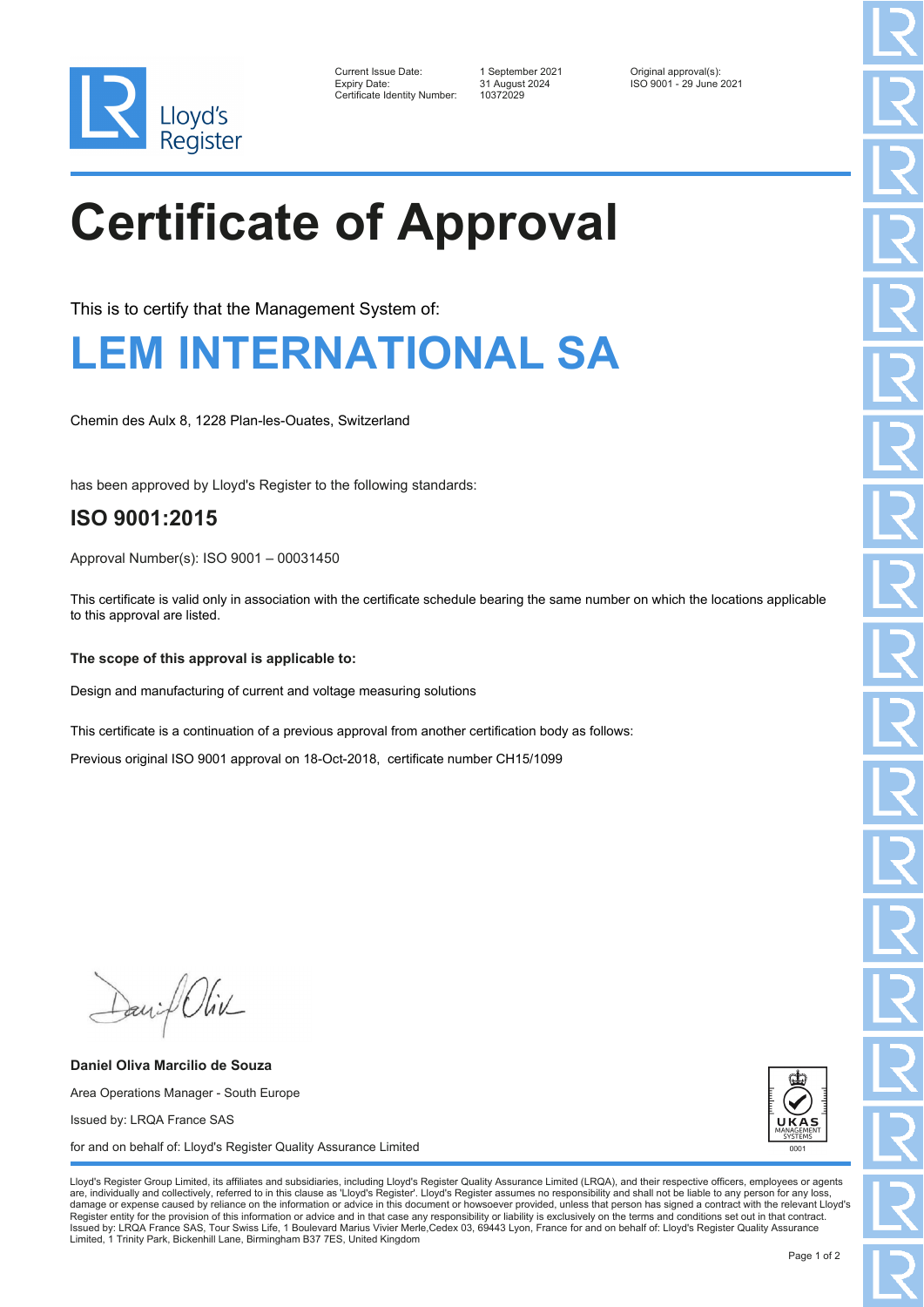Lloyd's Register

| | | |
|---|---|---|
| Current Issue Date: | 1 September 2021 | Original approval(s): |
| Expiry Date: | 31 August 2024 | ISO 9001 - 29 June 2021 |
| Certificate Identity Number: | 10372029 | |

# Certificate of Approval

This is to certify that the Management System of:

## LEM INTERNATIONAL SA

Chemin des Aulx 8, 1228 Plan-les-Ouates, Switzerland

has been approved by Lloyd's Register to the following standards:

## ISO 9001:2015

Approval Number(s): ISO 9001 – 00031450

This certificate is valid only in association with the certificate schedule bearing the same number on which the locations applicable to this approval are listed.

**The scope of this approval is applicable to:**

Design and manufacturing of current and voltage measuring solutions

This certificate is a continuation of a previous approval from another certification body as follows:

Previous original ISO 9001 approval on 18-Oct-2018, certificate number CH15/1099

**Daniel Oliva Marcilio de Souza**

Area Operations Manager - South Europe

Issued by: LRQA France SAS

for and on behalf of: Lloyd's Register Quality Assurance Limited

UKAS MANAGEMENT SYSTEMS 0001

Lloyd's Register Group Limited, its affiliates and subsidiaries, including Lloyd's Register Quality Assurance Limited (LRQA), and their respective officers, employees or agents are, individually and collectively, referred to in this clause as 'Lloyd's Register'. Lloyd's Register assumes no responsibility and shall not be liable to any person for any loss, damage or expense caused by reliance on the information or advice in this document or howsoever provided, unless that person has signed a contract with the relevant Lloyd's Register entity for the provision of this information or advice and in that case any responsibility or liability is exclusively on the terms and conditions set out in that contract.
Issued by: LRQA France SAS, Tour Swiss Life, 1 Boulevard Marius Vivier Merle,Cedex 03, 69443 Lyon, France for and on behalf of: Lloyd's Register Quality Assurance Limited, 1 Trinity Park, Bickenhill Lane, Birmingham B37 7ES, United Kingdom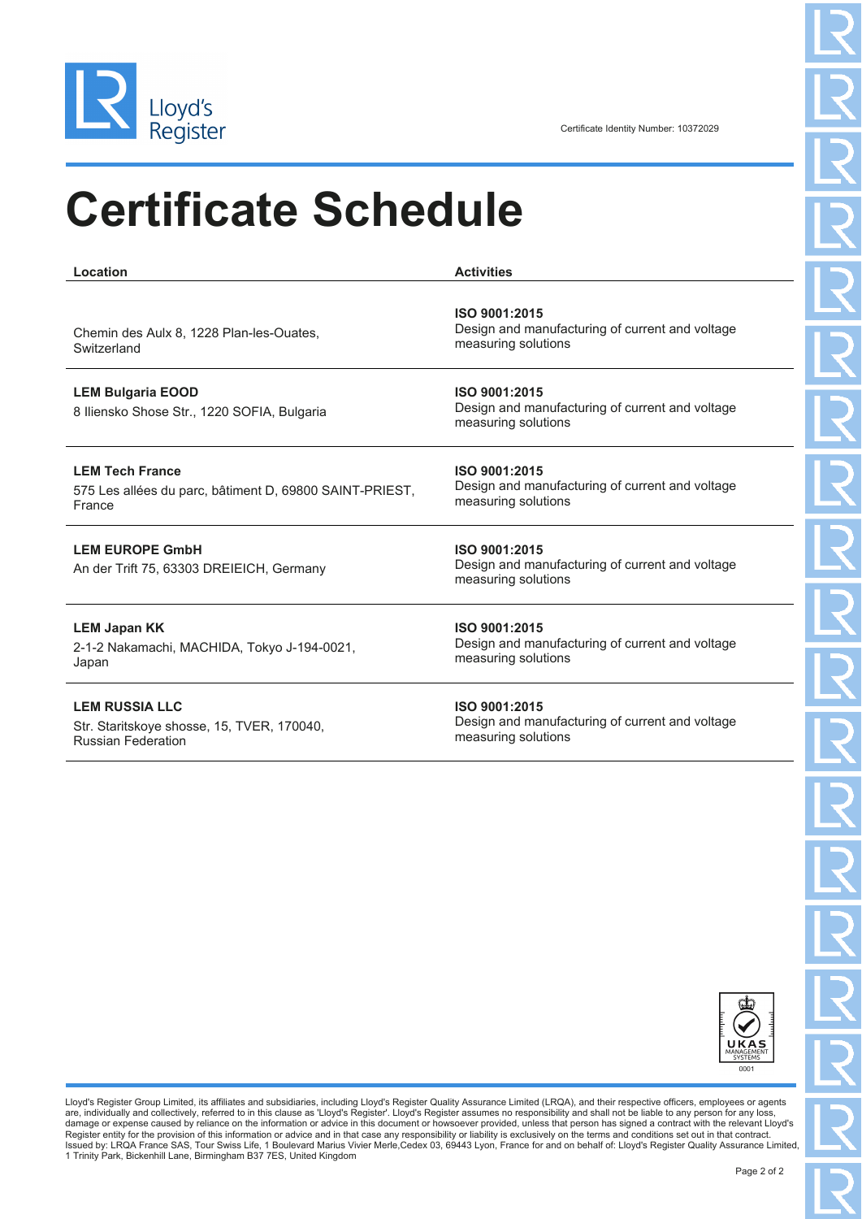Certificate Identity Number: 10372029

# Certificate Schedule

| Location | Activities |
| --- | --- |
| Chemin des Aulx 8, 1228 Plan-les-Ouates, Switzerland | **ISO 9001:2015** Design and manufacturing of current and voltage measuring solutions |
| **LEM Bulgaria EOOD** 8 Iliensko Shose Str., 1220 SOFIA, Bulgaria | **ISO 9001:2015** Design and manufacturing of current and voltage measuring solutions |
| **LEM Tech France** 575 Les allées du parc, bâtiment D, 69800 SAINT-PRIEST, France | **ISO 9001:2015** Design and manufacturing of current and voltage measuring solutions |
| **LEM EUROPE GmbH** An der Trift 75, 63303 DREIEICH, Germany | **ISO 9001:2015** Design and manufacturing of current and voltage measuring solutions |
| **LEM Japan KK** 2-1-2 Nakamachi, MACHIDA, Tokyo J-194-0021, Japan | **ISO 9001:2015** Design and manufacturing of current and voltage measuring solutions |
| **LEM RUSSIA LLC** Str. Staritskoye shosse, 15, TVER, 170040, Russian Federation | **ISO 9001:2015** Design and manufacturing of current and voltage measuring solutions |

UKAS MANAGEMENT SYSTEMS 0001

Lloyd's Register Group Limited, its affiliates and subsidiaries, including Lloyd's Register Quality Assurance Limited (LRQA), and their respective officers, employees or agents are, individually and collectively, referred to in this clause as 'Lloyd's Register'. Lloyd's Register assumes no responsibility and shall not be liable to any person for any loss, damage or expense caused by reliance on the information or advice in this document or howsoever provided, unless that person has signed a contract with the relevant Lloyd's Register entity for the provision of this information or advice and in that case any responsibility or liability is exclusively on the terms and conditions set out in that contract.
Issued by: LRQA France SAS, Tour Swiss Life, 1 Boulevard Marius Vivier Merle,Cedex 03, 69443 Lyon, France for and on behalf of: Lloyd's Register Quality Assurance Limited, 1 Trinity Park, Bickenhill Lane, Birmingham B37 7ES, United Kingdom